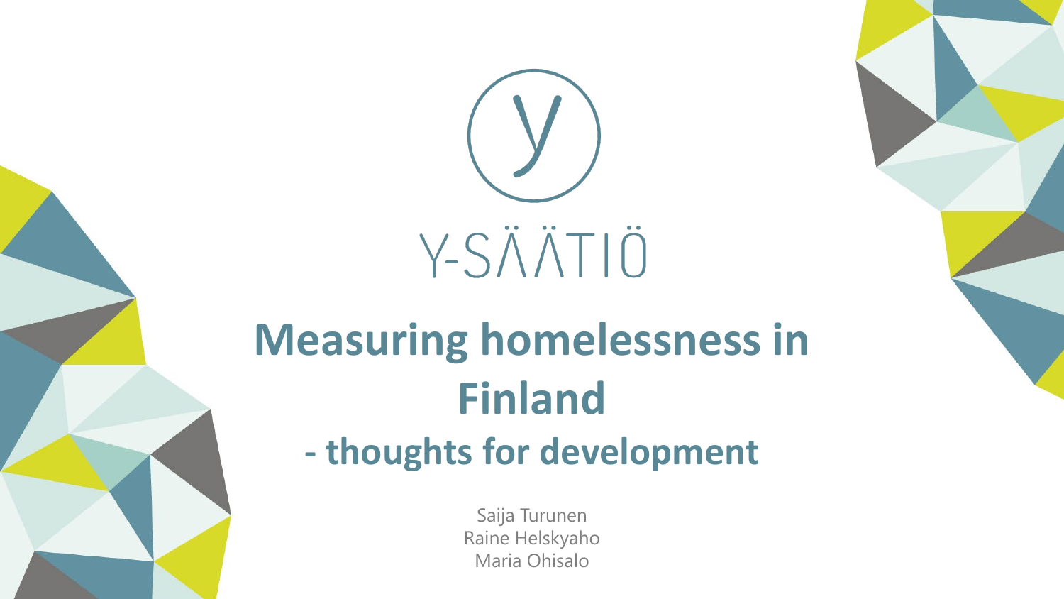Y-SÄÄTIÖ

# Measuring homelessness in Finland

## - thoughts for development

Saija Turunen
Raine Helskyaho
Maria Ohisalo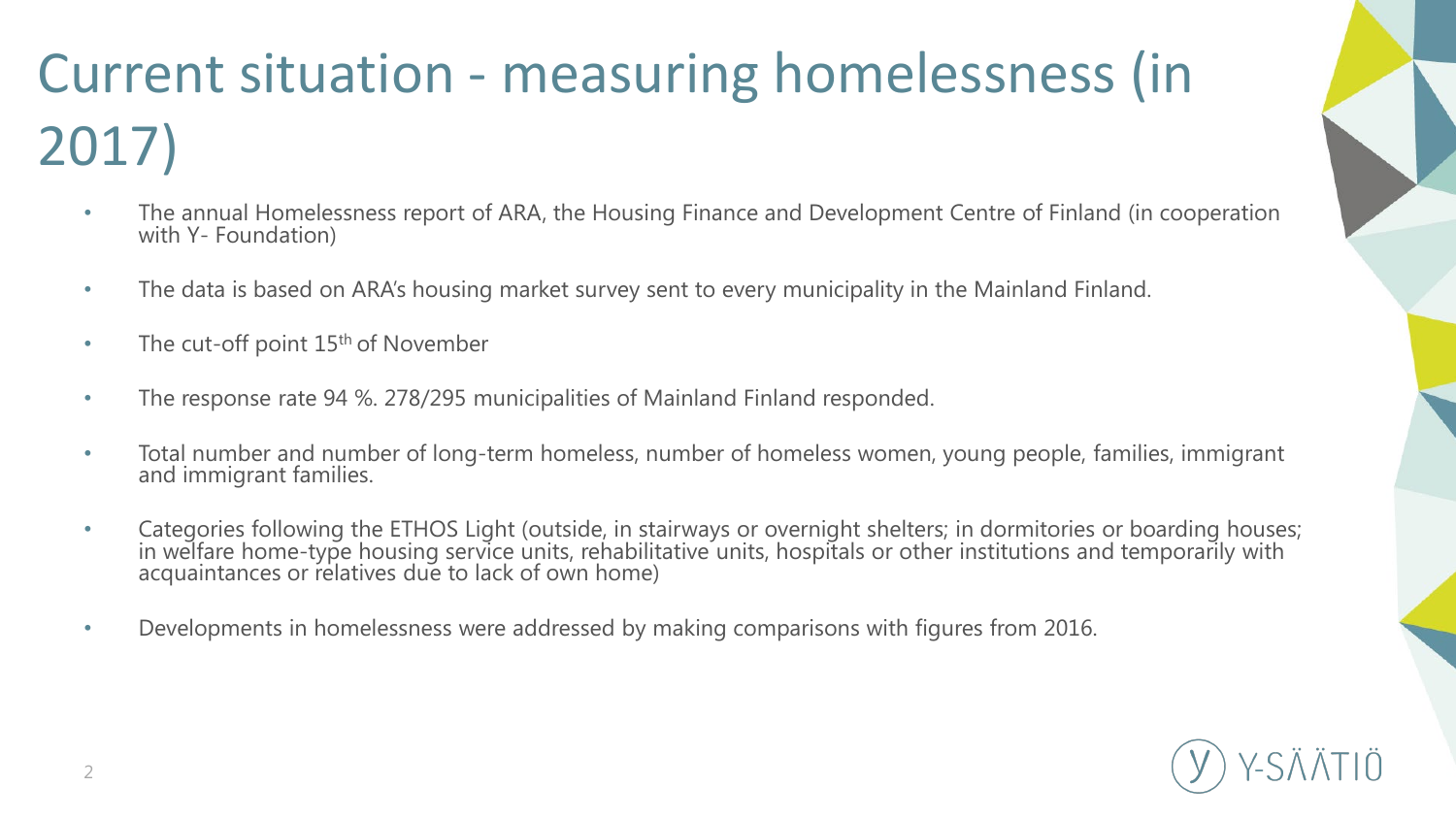# Current situation - measuring homelessness (in 2017)

- The annual Homelessness report of ARA, the Housing Finance and Development Centre of Finland (in cooperation with Y- Foundation)
- The data is based on ARA's housing market survey sent to every municipality in the Mainland Finland.
- The cut-off point 15th of November
- The response rate 94 %. 278/295 municipalities of Mainland Finland responded.
- Total number and number of long-term homeless, number of homeless women, young people, families, immigrant and immigrant families.
- Categories following the ETHOS Light (outside, in stairways or overnight shelters; in dormitories or boarding houses; in welfare home-type housing service units, rehabilitative units, hospitals or other institutions and temporarily with acquaintances or relatives due to lack of own home)
- Developments in homelessness were addressed by making comparisons with figures from 2016.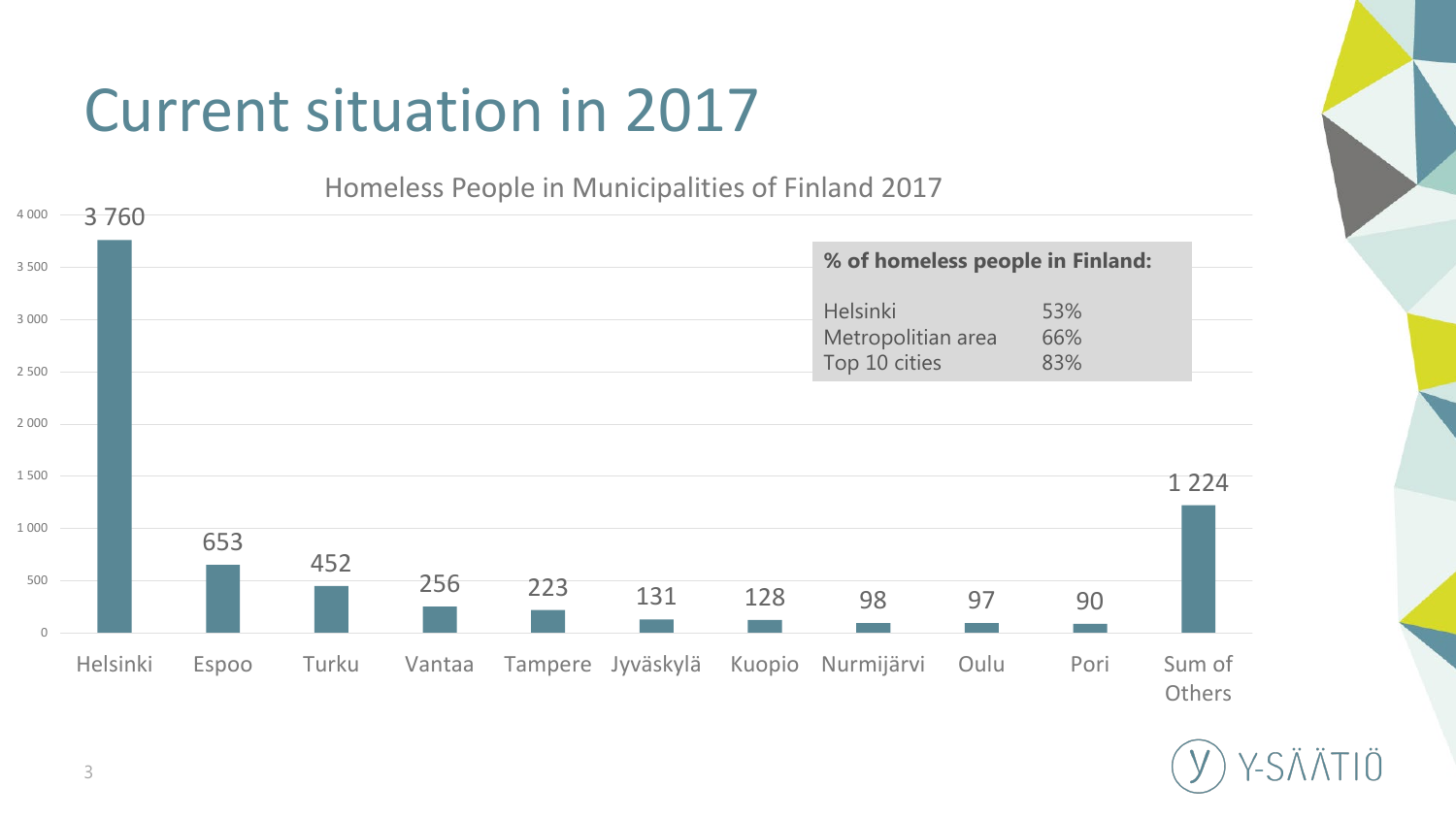# Current situation in 2017

Homeless People in Municipalities of Finland 2017

| Municipality | Homeless people |
| --- | --- |
| Helsinki | 3 760 |
| Espoo | 653 |
| Turku | 452 |
| Vantaa | 256 |
| Tampere | 223 |
| Jyväskylä | 131 |
| Kuopio | 128 |
| Nurmijärvi | 98 |
| Oulu | 97 |
| Pori | 90 |
| Sum of Others | 1 224 |

**% of homeless people in Finland:**

| | |
| --- | --- |
| Helsinki | 53% |
| Metropolitian area | 66% |
| Top 10 cities | 83% |

Y-SÄÄTIÖ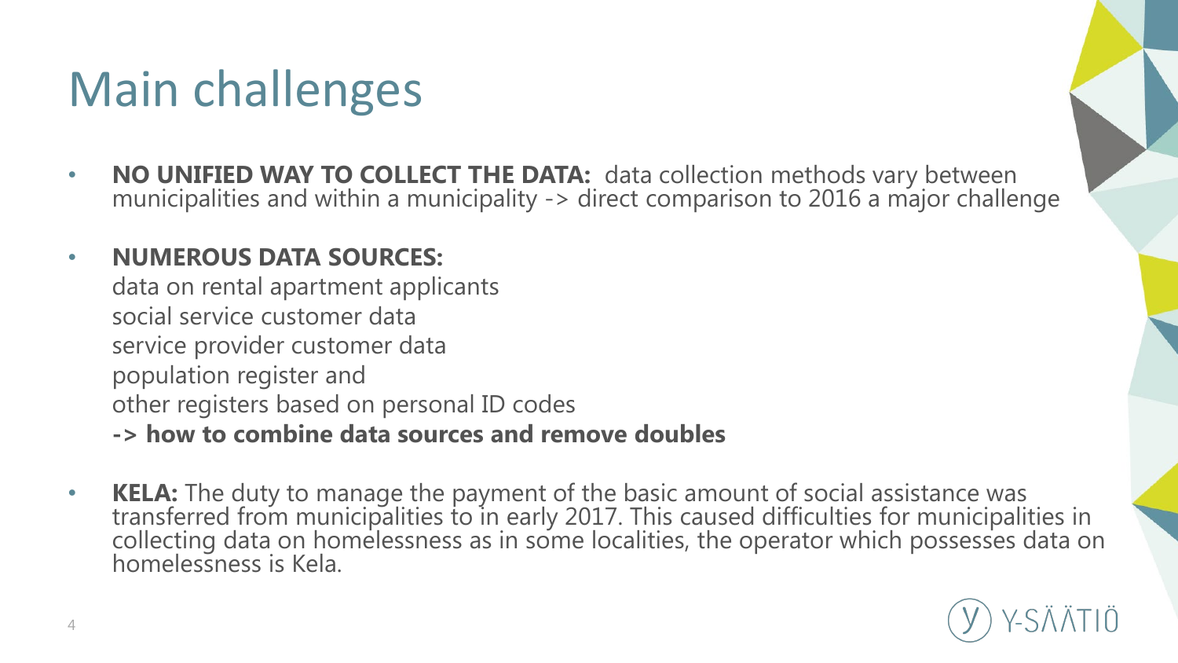# Main challenges

- **NO UNIFIED WAY TO COLLECT THE DATA:** data collection methods vary between municipalities and within a municipality -> direct comparison to 2016 a major challenge
- **NUMEROUS DATA SOURCES:**
  data on rental apartment applicants
  social service customer data
  service provider customer data
  population register and
  other registers based on personal ID codes
  **-> how to combine data sources and remove doubles**
- **KELA:** The duty to manage the payment of the basic amount of social assistance was transferred from municipalities to in early 2017. This caused difficulties for municipalities in collecting data on homelessness as in some localities, the operator which possesses data on homelessness is Kela.

Y-SÄÄTIÖ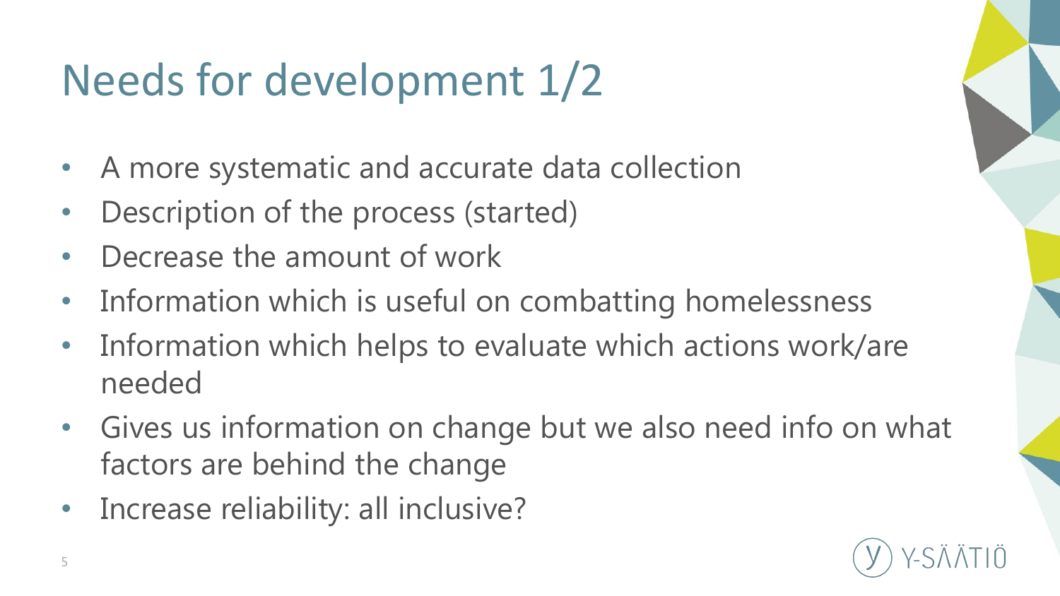# Needs for development 1/2

- A more systematic and accurate data collection
- Description of the process (started)
- Decrease the amount of work
- Information which is useful on combatting homelessness
- Information which helps to evaluate which actions work/are needed
- Gives us information on change but we also need info on what factors are behind the change
- Increase reliability: all inclusive?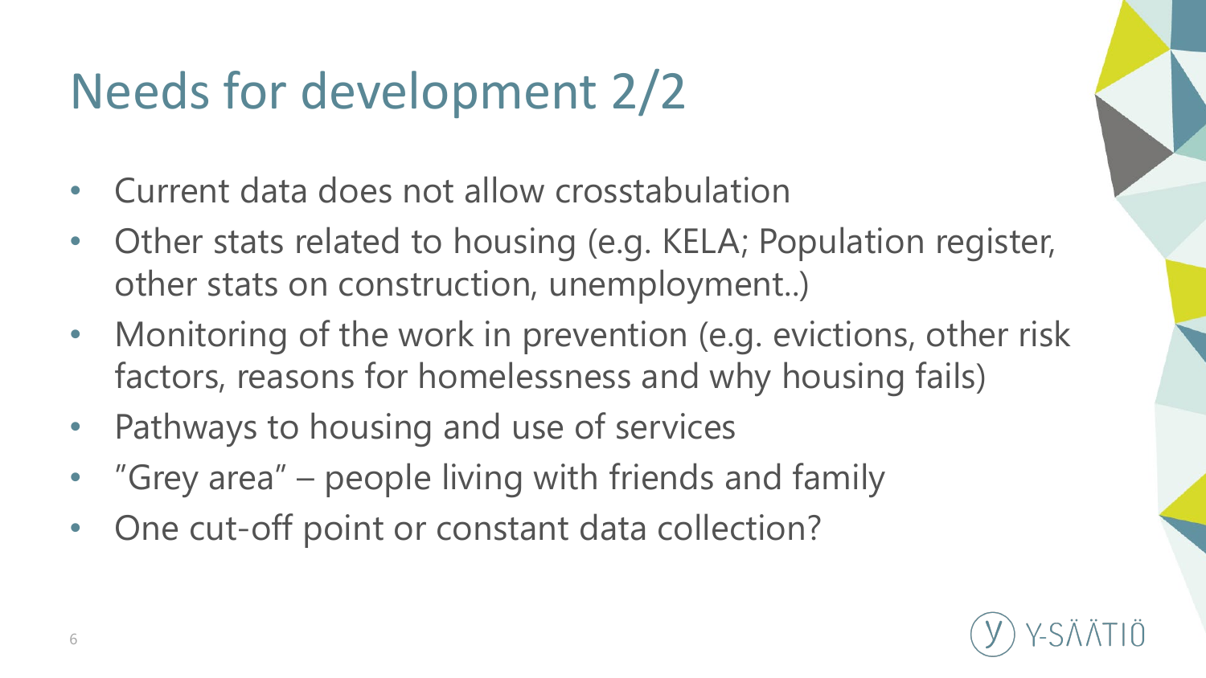# Needs for development 2/2

- Current data does not allow crosstabulation
- Other stats related to housing (e.g. KELA; Population register, other stats on construction, unemployment..)
- Monitoring of the work in prevention (e.g. evictions, other risk factors, reasons for homelessness and why housing fails)
- Pathways to housing and use of services
- ”Grey area” – people living with friends and family
- One cut-off point or constant data collection?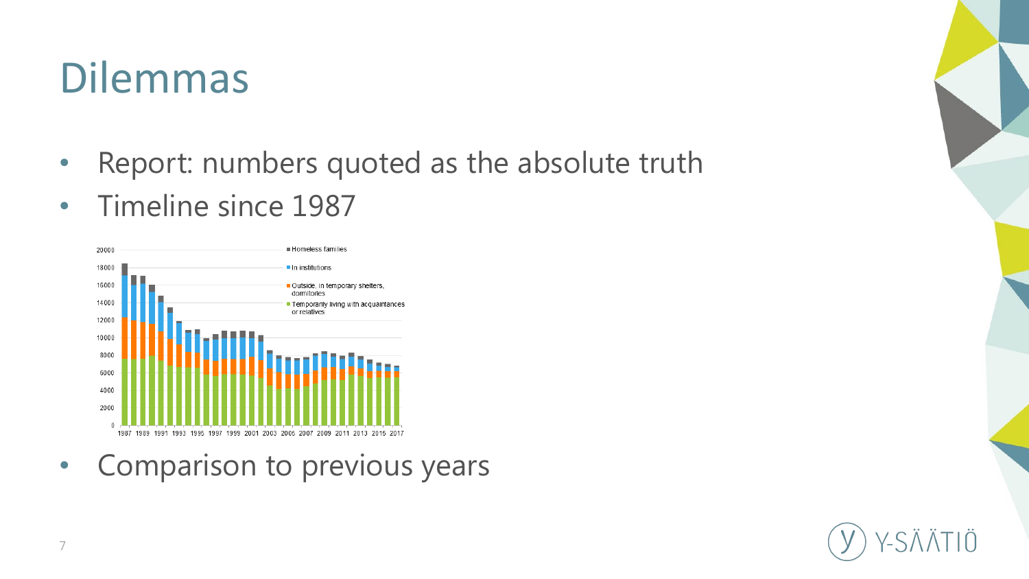# Dilemmas

- Report: numbers quoted as the absolute truth
- Timeline since 1987
- Comparison to previous years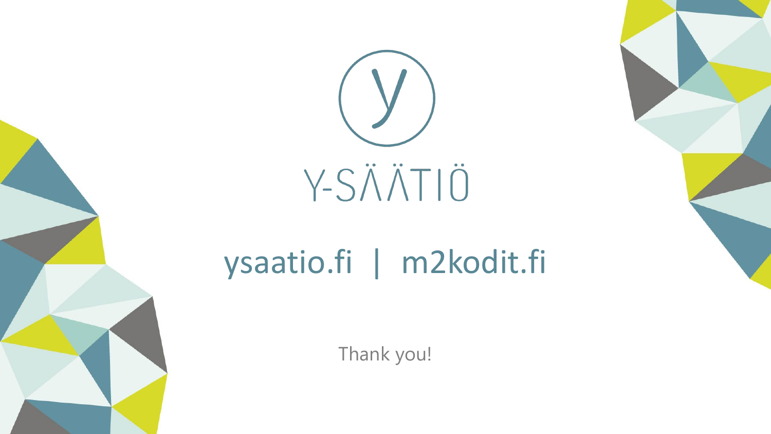Y-SÄÄTIÖ

ysaatio.fi | m2kodit.fi

Thank you!